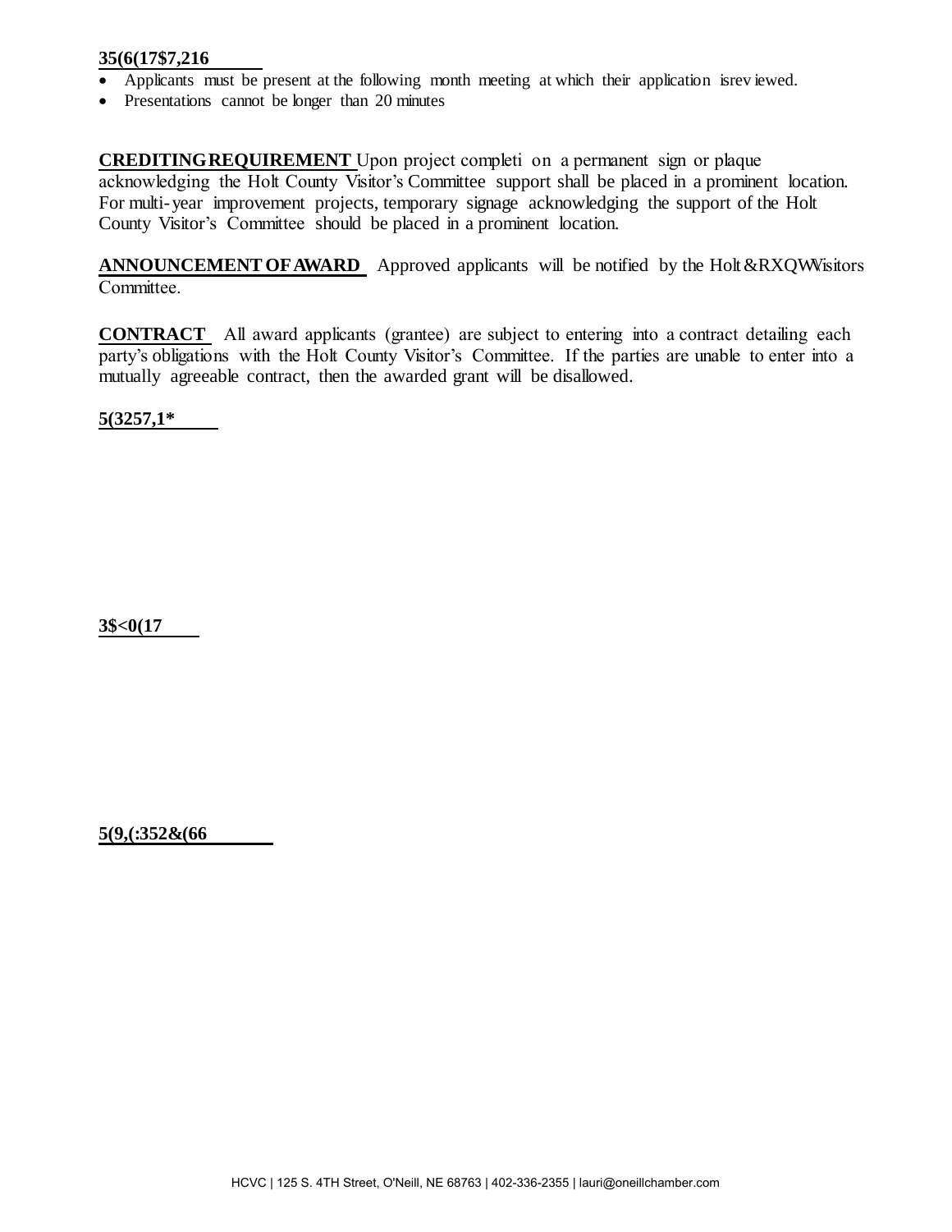**35(6(17$7,216**

- Applicants must be present at the following month meeting at which their application isrev iewed.
- Presentations cannot be longer than 20 minutes

**CREDITINGREQUIREMENT** Upon project completi on a permanent sign or plaque acknowledging the Holt County Visitor's Committee support shall be placed in a prominent location. For multi-year improvement projects, temporary signage acknowledging the support of the Holt County Visitor's Committee should be placed in a prominent location.

**ANNOUNCEMENT OFAWARD** Approved applicants will be notified by the Holt &RXQWVisitors Committee.

**CONTRACT** All award applicants (grantee) are subject to entering into a contract detailing each party's obligations with the Holt County Visitor's Committee. If the parties are unable to enter into a mutually agreeable contract, then the awarded grant will be disallowed.

**5(3257,1***

**3$<0(17**

**5(9,(:352&(66**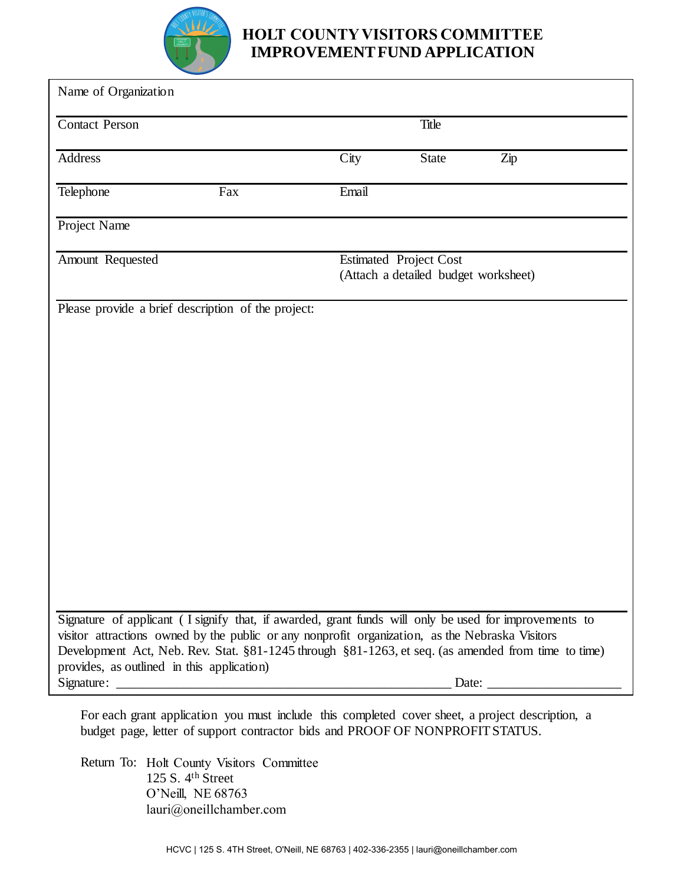# HOLT COUNTY VISITORS COMMITTEE IMPROVEMENT FUND APPLICATION

Name of Organization

Contact Person | Title

Address | City | State | Zip

Telephone | Fax | Email

Project Name

Amount Requested | Estimated Project Cost (Attach a detailed budget worksheet)

Please provide a brief description of the project:

Signature of applicant ( I signify that, if awarded, grant funds will only be used for improvements to visitor attractions owned by the public or any nonprofit organization, as the Nebraska Visitors Development Act, Neb. Rev. Stat. §81-1245 through §81-1263, et seq. (as amended from time to time) provides, as outlined in this application)

Signature: ___________________________________________________ Date: ____________________

For each grant application you must include this completed cover sheet, a project description, a budget page, letter of support contractor bids and PROOF OF NONPROFIT STATUS.

Return To: Holt County Visitors Committee
125 S. 4th Street
O'Neill, NE 68763
lauri@oneillchamber.com

HCVC | 125 S. 4TH Street, O'Neill, NE 68763 | 402-336-2355 | lauri@oneillchamber.com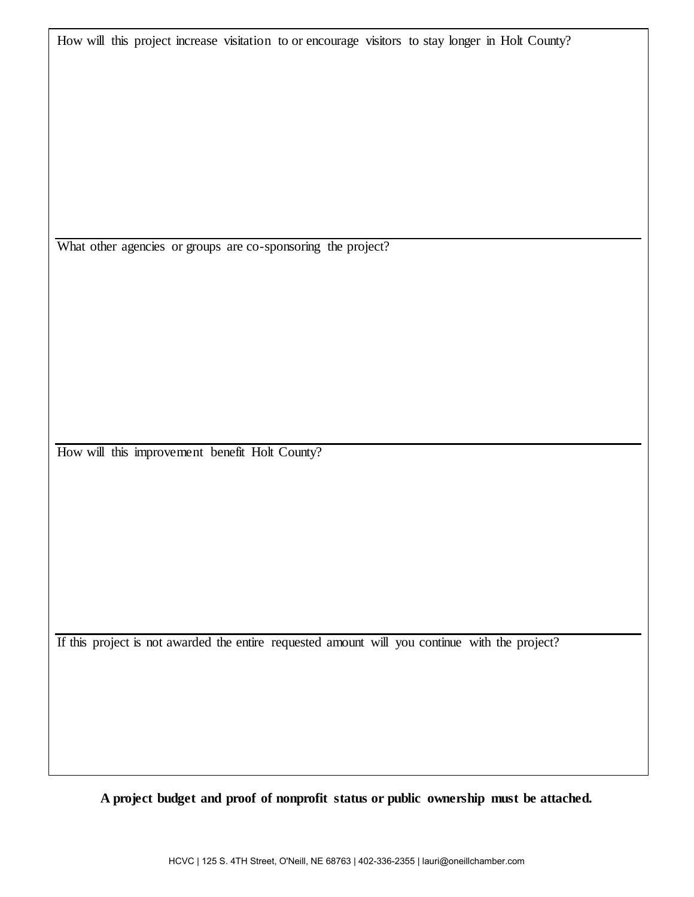How will this project increase visitation to or encourage visitors to stay longer in Holt County?

What other agencies or groups are co-sponsoring the project?

How will this improvement benefit Holt County?

If this project is not awarded the entire requested amount will you continue with the project?

**A project budget and proof of nonprofit status or public ownership must be attached.**

HCVC | 125 S. 4TH Street, O'Neill, NE 68763 | 402-336-2355 | lauri@oneillchamber.com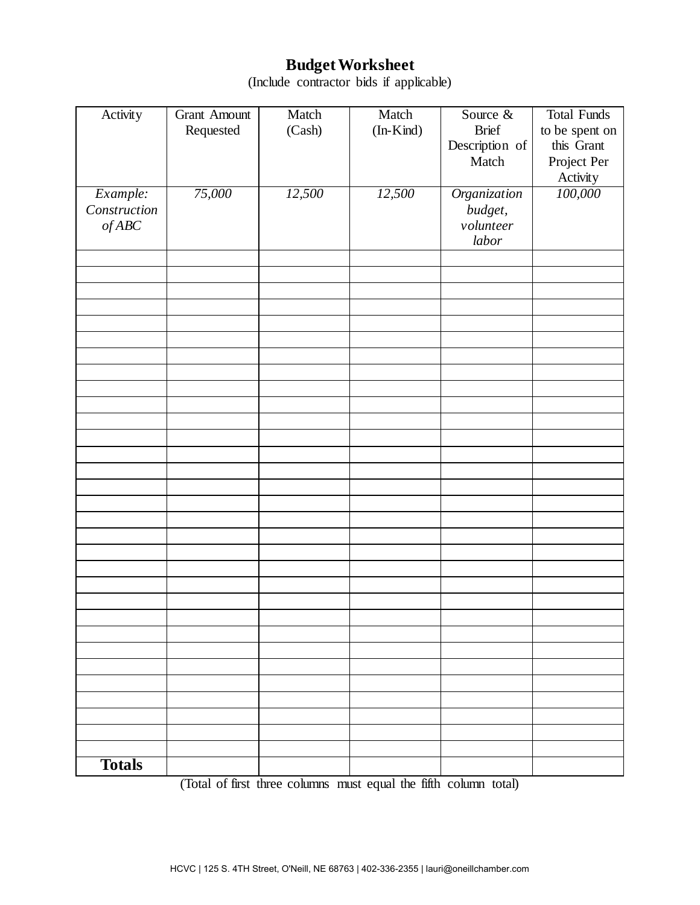# Budget Worksheet

(Include contractor bids if applicable)

| Activity | Grant Amount Requested | Match (Cash) | Match (In-Kind) | Source & Brief Description of Match | Total Funds to be spent on this Grant Project Per Activity |
|---|---|---|---|---|---|
| *Example: Construction of ABC* | *75,000* | *12,500* | *12,500* | *Organization budget, volunteer labor* | *100,000* |
| | | | | | |
| | | | | | |
| | | | | | |
| | | | | | |
| | | | | | |
| | | | | | |
| | | | | | |
| | | | | | |
| | | | | | |
| | | | | | |
| | | | | | |
| | | | | | |
| | | | | | |
| | | | | | |
| | | | | | |
| | | | | | |
| | | | | | |
| | | | | | |
| | | | | | |
| | | | | | |
| | | | | | |
| | | | | | |
| | | | | | |
| | | | | | |
| | | | | | |
| | | | | | |
| | | | | | |
| | | | | | |
| | | | | | |
| | | | | | |
| | | | | | |
| **Totals** | | | | | |

(Total of first three columns must equal the fifth column total)

HCVC | 125 S. 4TH Street, O'Neill, NE 68763 | 402-336-2355 | lauri@oneillchamber.com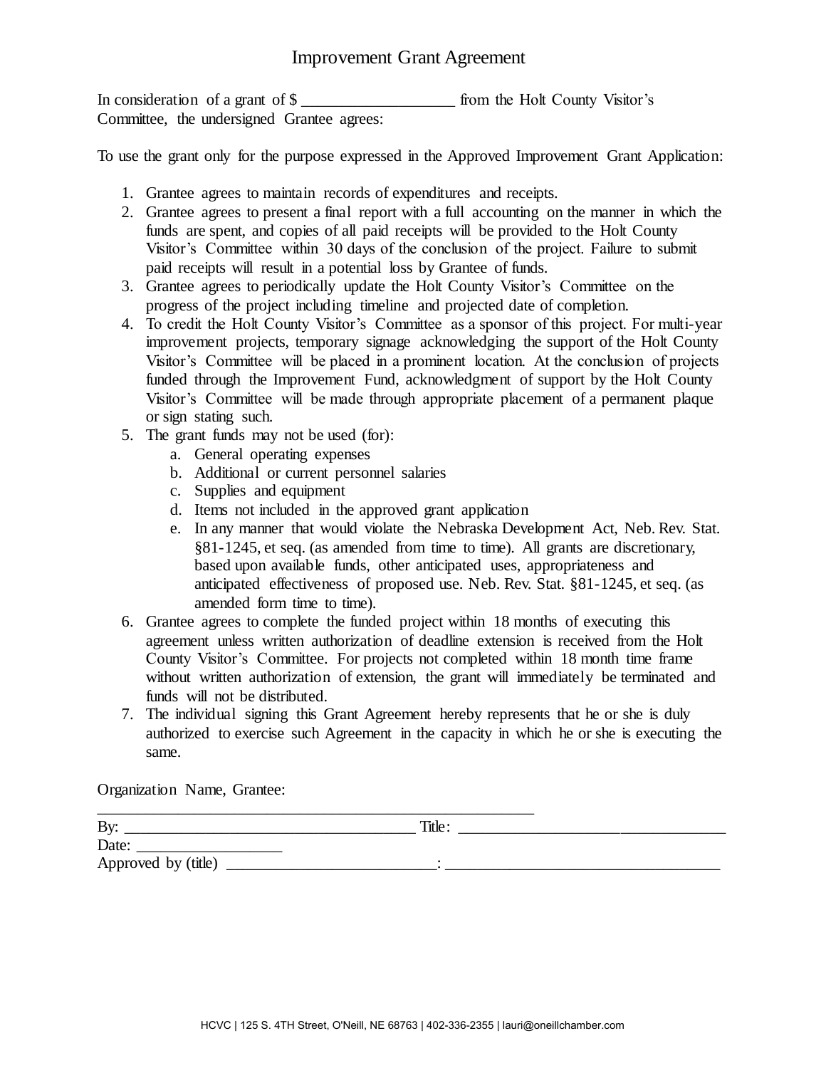# Improvement Grant Agreement

In consideration of a grant of $ ___________________ from the Holt County Visitor's Committee, the undersigned Grantee agrees:

To use the grant only for the purpose expressed in the Approved Improvement Grant Application:

1. Grantee agrees to maintain records of expenditures and receipts.
2. Grantee agrees to present a final report with a full accounting on the manner in which the funds are spent, and copies of all paid receipts will be provided to the Holt County Visitor's Committee within 30 days of the conclusion of the project. Failure to submit paid receipts will result in a potential loss by Grantee of funds.
3. Grantee agrees to periodically update the Holt County Visitor's Committee on the progress of the project including timeline and projected date of completion.
4. To credit the Holt County Visitor's Committee as a sponsor of this project. For multi-year improvement projects, temporary signage acknowledging the support of the Holt County Visitor's Committee will be placed in a prominent location. At the conclusion of projects funded through the Improvement Fund, acknowledgment of support by the Holt County Visitor's Committee will be made through appropriate placement of a permanent plaque or sign stating such.
5. The grant funds may not be used (for):
   a. General operating expenses
   b. Additional or current personnel salaries
   c. Supplies and equipment
   d. Items not included in the approved grant application
   e. In any manner that would violate the Nebraska Development Act, Neb. Rev. Stat. §81-1245, et seq. (as amended from time to time). All grants are discretionary, based upon available funds, other anticipated uses, appropriateness and anticipated effectiveness of proposed use. Neb. Rev. Stat. §81-1245, et seq. (as amended form time to time).
6. Grantee agrees to complete the funded project within 18 months of executing this agreement unless written authorization of deadline extension is received from the Holt County Visitor's Committee. For projects not completed within 18 month time frame without written authorization of extension, the grant will immediately be terminated and funds will not be distributed.
7. The individual signing this Grant Agreement hereby represents that he or she is duly authorized to exercise such Agreement in the capacity in which he or she is executing the same.

Organization Name, Grantee:

_______________________________________________________

By: ____________________________________ Title: _________________________________

Date: __________________

Approved by (title) __________________________: __________________________________